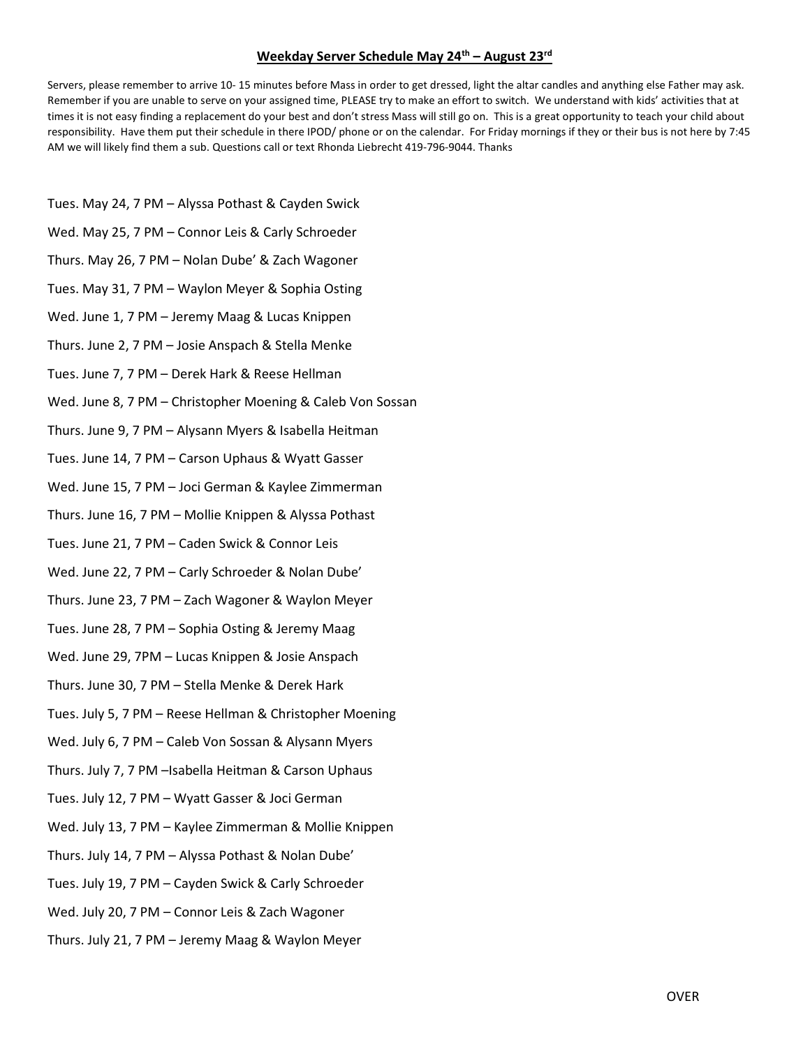## **Weekday Server Schedule May 24th – August 23rd**

Servers, please remember to arrive 10- 15 minutes before Mass in order to get dressed, light the altar candles and anything else Father may ask. Remember if you are unable to serve on your assigned time, PLEASE try to make an effort to switch. We understand with kids' activities that at times it is not easy finding a replacement do your best and don't stress Mass will still go on. This is a great opportunity to teach your child about responsibility. Have them put their schedule in there IPOD/ phone or on the calendar. For Friday mornings if they or their bus is not here by 7:45 AM we will likely find them a sub. Questions call or text Rhonda Liebrecht 419-796-9044. Thanks

Tues. May 24, 7 PM – Alyssa Pothast & Cayden Swick

Wed. May 25, 7 PM – Connor Leis & Carly Schroeder

Thurs. May 26, 7 PM – Nolan Dube' & Zach Wagoner

Tues. May 31, 7 PM – Waylon Meyer & Sophia Osting

Wed. June 1, 7 PM – Jeremy Maag & Lucas Knippen

Thurs. June 2, 7 PM – Josie Anspach & Stella Menke

Tues. June 7, 7 PM – Derek Hark & Reese Hellman

Wed. June 8, 7 PM – Christopher Moening & Caleb Von Sossan

Thurs. June 9, 7 PM – Alysann Myers & Isabella Heitman

Tues. June 14, 7 PM – Carson Uphaus & Wyatt Gasser

Wed. June 15, 7 PM – Joci German & Kaylee Zimmerman

Thurs. June 16, 7 PM – Mollie Knippen & Alyssa Pothast

Tues. June 21, 7 PM – Caden Swick & Connor Leis

Wed. June 22, 7 PM – Carly Schroeder & Nolan Dube'

Thurs. June 23, 7 PM – Zach Wagoner & Waylon Meyer

Tues. June 28, 7 PM – Sophia Osting & Jeremy Maag

Wed. June 29, 7PM – Lucas Knippen & Josie Anspach

Thurs. June 30, 7 PM – Stella Menke & Derek Hark

Tues. July 5, 7 PM – Reese Hellman & Christopher Moening

Wed. July 6, 7 PM – Caleb Von Sossan & Alysann Myers

Thurs. July 7, 7 PM –Isabella Heitman & Carson Uphaus

Tues. July 12, 7 PM – Wyatt Gasser & Joci German

Wed. July 13, 7 PM – Kaylee Zimmerman & Mollie Knippen

Thurs. July 14, 7 PM – Alyssa Pothast & Nolan Dube'

Tues. July 19, 7 PM – Cayden Swick & Carly Schroeder

Wed. July 20, 7 PM – Connor Leis & Zach Wagoner

Thurs. July 21, 7 PM – Jeremy Maag & Waylon Meyer

OVER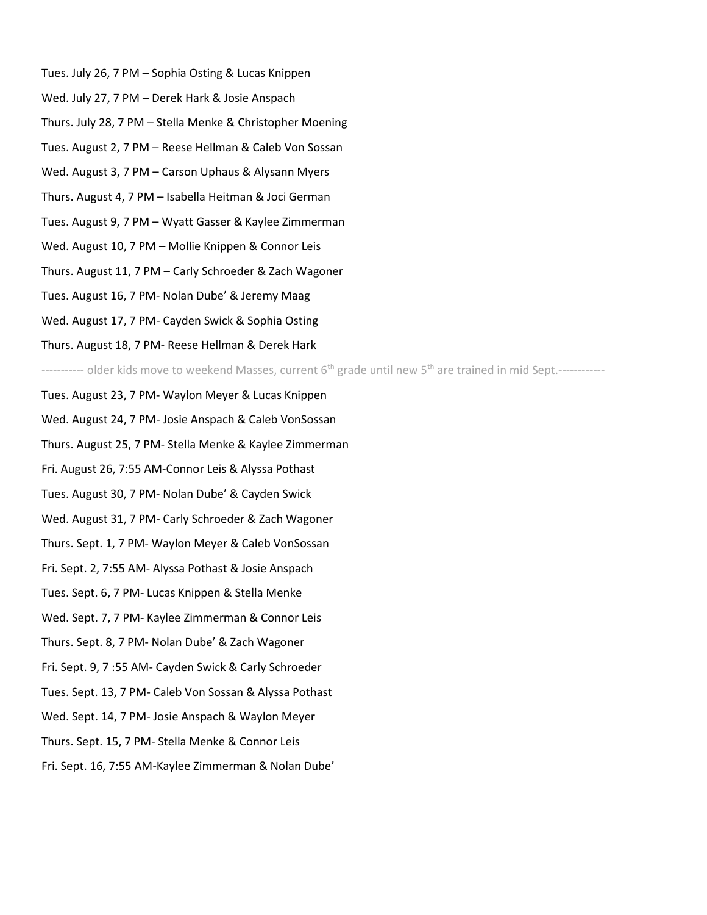Tues. July 26, 7 PM – Sophia Osting & Lucas Knippen

Wed. July 27, 7 PM – Derek Hark & Josie Anspach

Thurs. July 28, 7 PM – Stella Menke & Christopher Moening

Tues. August 2, 7 PM – Reese Hellman & Caleb Von Sossan

Wed. August 3, 7 PM – Carson Uphaus & Alysann Myers

Thurs. August 4, 7 PM – Isabella Heitman & Joci German

Tues. August 9, 7 PM – Wyatt Gasser & Kaylee Zimmerman

Wed. August 10, 7 PM – Mollie Knippen & Connor Leis

Thurs. August 11, 7 PM – Carly Schroeder & Zach Wagoner

Tues. August 16, 7 PM- Nolan Dube' & Jeremy Maag

Wed. August 17, 7 PM- Cayden Swick & Sophia Osting

Thurs. August 18, 7 PM- Reese Hellman & Derek Hark

----------- older kids move to weekend Masses, current 6th grade until new 5th are trained in mid Sept.------------

Tues. August 23, 7 PM- Waylon Meyer & Lucas Knippen

Wed. August 24, 7 PM- Josie Anspach & Caleb VonSossan

Thurs. August 25, 7 PM- Stella Menke & Kaylee Zimmerman

Fri. August 26, 7:55 AM-Connor Leis & Alyssa Pothast

Tues. August 30, 7 PM- Nolan Dube' & Cayden Swick

Wed. August 31, 7 PM- Carly Schroeder & Zach Wagoner

Thurs. Sept. 1, 7 PM- Waylon Meyer & Caleb VonSossan

Fri. Sept. 2, 7:55 AM- Alyssa Pothast & Josie Anspach

Tues. Sept. 6, 7 PM- Lucas Knippen & Stella Menke

Wed. Sept. 7, 7 PM- Kaylee Zimmerman & Connor Leis

Thurs. Sept. 8, 7 PM- Nolan Dube' & Zach Wagoner

Fri. Sept. 9, 7 :55 AM- Cayden Swick & Carly Schroeder

Tues. Sept. 13, 7 PM- Caleb Von Sossan & Alyssa Pothast

Wed. Sept. 14, 7 PM- Josie Anspach & Waylon Meyer

Thurs. Sept. 15, 7 PM- Stella Menke & Connor Leis

Fri. Sept. 16, 7:55 AM-Kaylee Zimmerman & Nolan Dube'